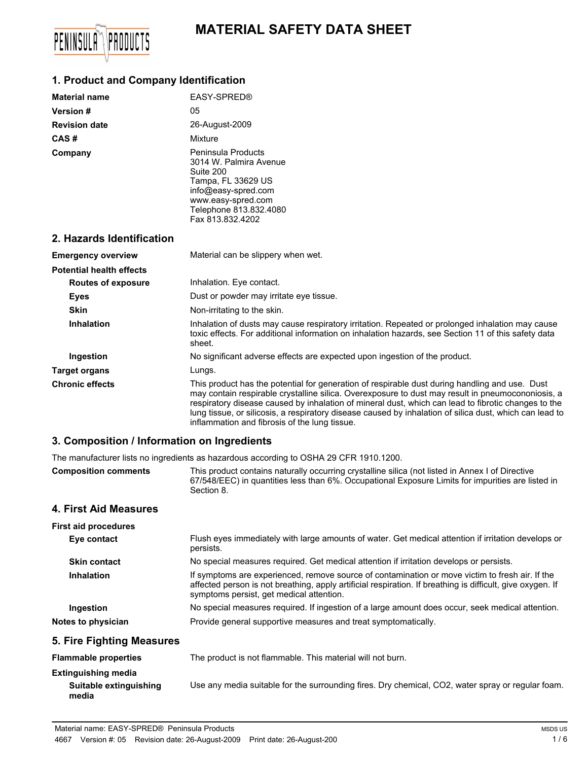# MATERIAL SAFETY DATA SHEET

## 1. Product and Company Identification

| | |
|---|---|
| **Material name** | EASY-SPRED® |
| **Version #** | 05 |
| **Revision date** | 26-August-2009 |
| **CAS #** | Mixture |
| **Company** | Peninsula Products<br>3014 W. Palmira Avenue<br>Suite 200<br>Tampa, FL 33629 US<br>info@easy-spred.com<br>www.easy-spred.com<br>Telephone 813.832.4080<br>Fax 813.832.4202 |

## 2. Hazards Identification

**Emergency overview** Material can be slippery when wet.

**Potential health effects**

**Routes of exposure** Inhalation. Eye contact.

**Eyes** Dust or powder may irritate eye tissue.

**Skin** Non-irritating to the skin.

**Inhalation** Inhalation of dusts may cause respiratory irritation. Repeated or prolonged inhalation may cause toxic effects. For additional information on inhalation hazards, see Section 11 of this safety data sheet.

**Ingestion** No significant adverse effects are expected upon ingestion of the product.

**Target organs** Lungs.

**Chronic effects** This product has the potential for generation of respirable dust during handling and use. Dust may contain respirable crystalline silica. Overexposure to dust may result in pneumocononiosis, a respiratory disease caused by inhalation of mineral dust, which can lead to fibrotic changes to the lung tissue, or silicosis, a respiratory disease caused by inhalation of silica dust, which can lead to inflammation and fibrosis of the lung tissue.

## 3. Composition / Information on Ingredients

The manufacturer lists no ingredients as hazardous according to OSHA 29 CFR 1910.1200.

**Composition comments** This product contains naturally occurring crystalline silica (not listed in Annex I of Directive 67/548/EEC) in quantities less than 6%. Occupational Exposure Limits for impurities are listed in Section 8.

## 4. First Aid Measures

**First aid procedures**

**Eye contact** Flush eyes immediately with large amounts of water. Get medical attention if irritation develops or persists.

**Skin contact** No special measures required. Get medical attention if irritation develops or persists.

**Inhalation** If symptoms are experienced, remove source of contamination or move victim to fresh air. If the affected person is not breathing, apply artificial respiration. If breathing is difficult, give oxygen. If symptoms persist, get medical attention.

**Ingestion** No special measures required. If ingestion of a large amount does occur, seek medical attention.

**Notes to physician** Provide general supportive measures and treat symptomatically.

## 5. Fire Fighting Measures

**Flammable properties** The product is not flammable. This material will not burn.

**Extinguishing media**

**Suitable extinguishing media** Use any media suitable for the surrounding fires. Dry chemical, $CO_2$, water spray or regular foam.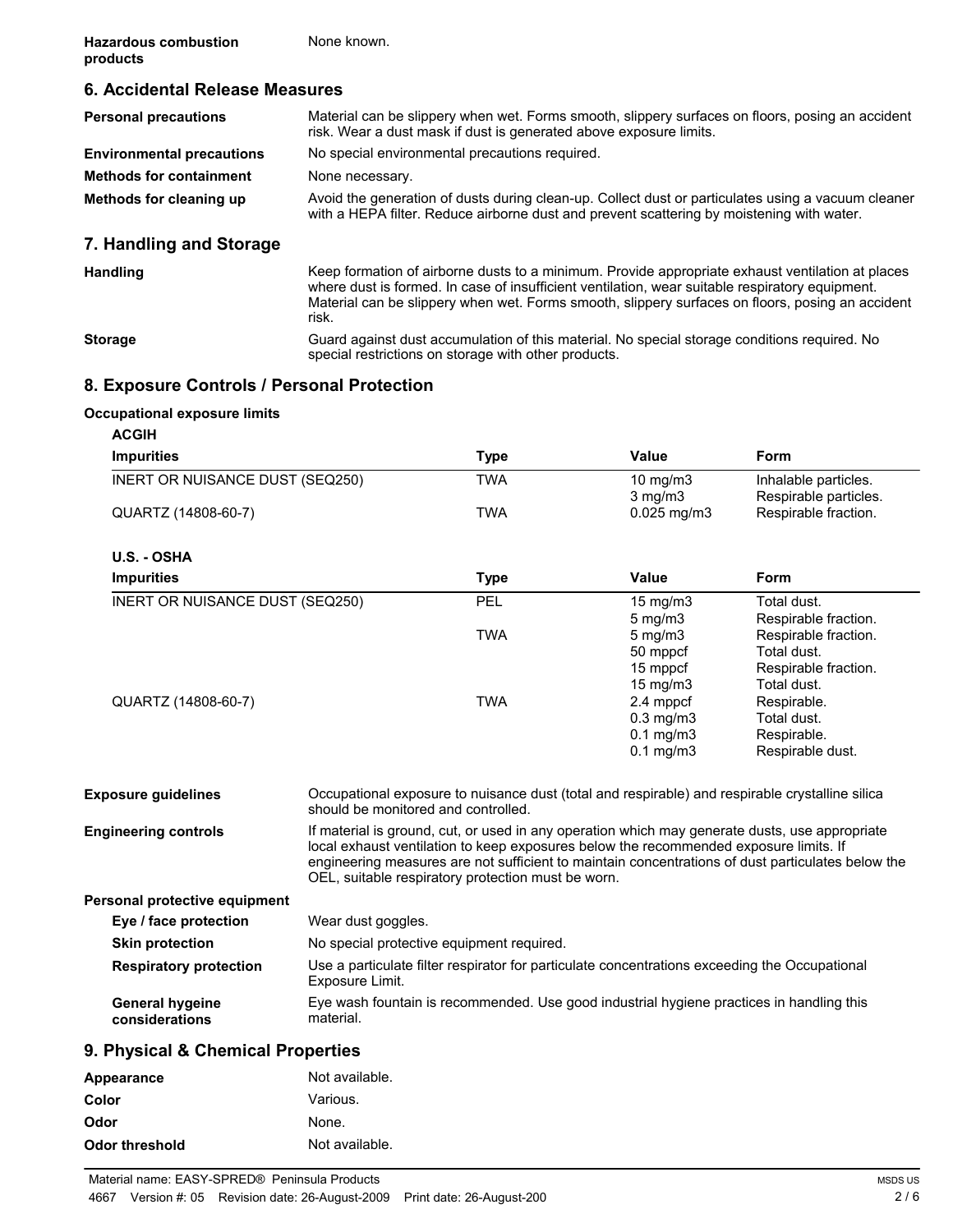| | |
|---|---|
| **Hazardous combustion products** | None known. |

## 6. Accidental Release Measures

| | |
|---|---|
| **Personal precautions** | Material can be slippery when wet. Forms smooth, slippery surfaces on floors, posing an accident risk. Wear a dust mask if dust is generated above exposure limits. |
| **Environmental precautions** | No special environmental precautions required. |
| **Methods for containment** | None necessary. |
| **Methods for cleaning up** | Avoid the generation of dusts during clean-up. Collect dust or particulates using a vacuum cleaner with a HEPA filter. Reduce airborne dust and prevent scattering by moistening with water. |

## 7. Handling and Storage

| | |
|---|---|
| **Handling** | Keep formation of airborne dusts to a minimum. Provide appropriate exhaust ventilation at places where dust is formed. In case of insufficient ventilation, wear suitable respiratory equipment. Material can be slippery when wet. Forms smooth, slippery surfaces on floors, posing an accident risk. |
| **Storage** | Guard against dust accumulation of this material. No special storage conditions required. No special restrictions on storage with other products. |

## 8. Exposure Controls / Personal Protection

**Occupational exposure limits**

**ACGIH**

| Impurities | Type | Value | Form |
|---|---|---|---|
| INERT OR NUISANCE DUST (SEQ250) | TWA | 10 mg/m3 | Inhalable particles. |
| | | 3 mg/m3 | Respirable particles. |
| QUARTZ (14808-60-7) | TWA | 0.025 mg/m3 | Respirable fraction. |

**U.S. - OSHA**

| Impurities | Type | Value | Form |
|---|---|---|---|
| INERT OR NUISANCE DUST (SEQ250) | PEL | 15 mg/m3 | Total dust. |
| | | 5 mg/m3 | Respirable fraction. |
| | TWA | 5 mg/m3 | Respirable fraction. |
| | | 50 mppcf | Total dust. |
| | | 15 mppcf | Respirable fraction. |
| | | 15 mg/m3 | Total dust. |
| QUARTZ (14808-60-7) | TWA | 2.4 mppcf | Respirable. |
| | | 0.3 mg/m3 | Total dust. |
| | | 0.1 mg/m3 | Respirable. |
| | | 0.1 mg/m3 | Respirable dust. |

| | |
|---|---|
| **Exposure guidelines** | Occupational exposure to nuisance dust (total and respirable) and respirable crystalline silica should be monitored and controlled. |
| **Engineering controls** | If material is ground, cut, or used in any operation which may generate dusts, use appropriate local exhaust ventilation to keep exposures below the recommended exposure limits. If engineering measures are not sufficient to maintain concentrations of dust particulates below the OEL, suitable respiratory protection must be worn. |

**Personal protective equipment**

| | |
|---|---|
| **Eye / face protection** | Wear dust goggles. |
| **Skin protection** | No special protective equipment required. |
| **Respiratory protection** | Use a particulate filter respirator for particulate concentrations exceeding the Occupational Exposure Limit. |
| **General hygeine considerations** | Eye wash fountain is recommended. Use good industrial hygiene practices in handling this material. |

## 9. Physical & Chemical Properties

| | |
|---|---|
| **Appearance** | Not available. |
| **Color** | Various. |
| **Odor** | None. |
| **Odor threshold** | Not available. |

Material name: EASY-SPRED® Peninsula Products
4667 Version #: 05 Revision date: 26-August-2009 Print date: 26-August-200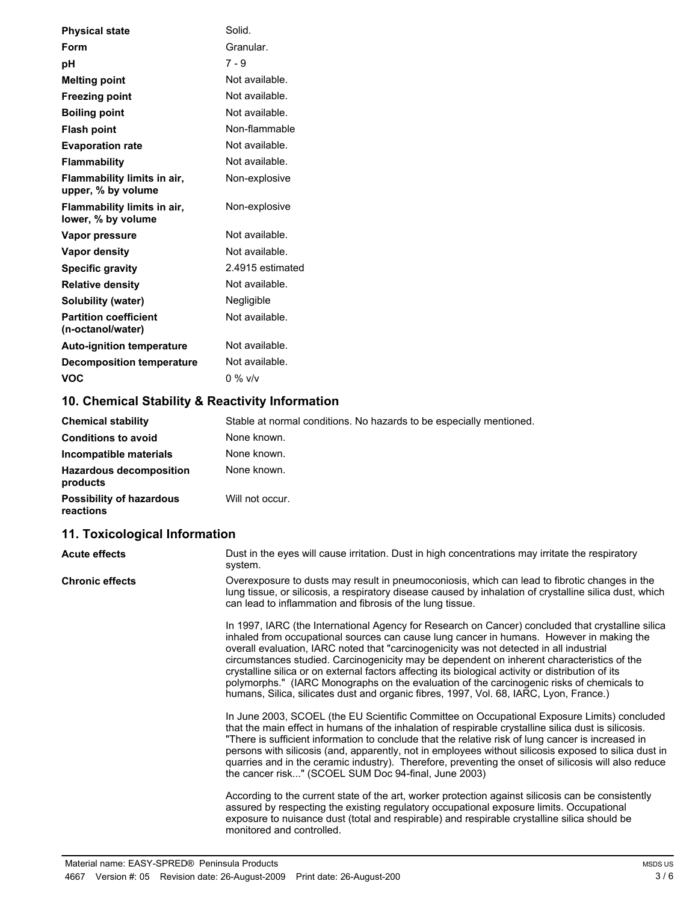| | |
|---|---|
| **Physical state** | Solid. |
| **Form** | Granular. |
| **pH** | 7 - 9 |
| **Melting point** | Not available. |
| **Freezing point** | Not available. |
| **Boiling point** | Not available. |
| **Flash point** | Non-flammable |
| **Evaporation rate** | Not available. |
| **Flammability** | Not available. |
| **Flammability limits in air, upper, % by volume** | Non-explosive |
| **Flammability limits in air, lower, % by volume** | Non-explosive |
| **Vapor pressure** | Not available. |
| **Vapor density** | Not available. |
| **Specific gravity** | 2.4915 estimated |
| **Relative density** | Not available. |
| **Solubility (water)** | Negligible |
| **Partition coefficient (n-octanol/water)** | Not available. |
| **Auto-ignition temperature** | Not available. |
| **Decomposition temperature** | Not available. |
| **VOC** | 0 % v/v |

## 10. Chemical Stability & Reactivity Information

| | |
|---|---|
| **Chemical stability** | Stable at normal conditions. No hazards to be especially mentioned. |
| **Conditions to avoid** | None known. |
| **Incompatible materials** | None known. |
| **Hazardous decomposition products** | None known. |
| **Possibility of hazardous reactions** | Will not occur. |

## 11. Toxicological Information

**Acute effects**

Dust in the eyes will cause irritation. Dust in high concentrations may irritate the respiratory system.

**Chronic effects**

Overexposure to dusts may result in pneumoconiosis, which can lead to fibrotic changes in the lung tissue, or silicosis, a respiratory disease caused by inhalation of crystalline silica dust, which can lead to inflammation and fibrosis of the lung tissue.

In 1997, IARC (the International Agency for Research on Cancer) concluded that crystalline silica inhaled from occupational sources can cause lung cancer in humans. However in making the overall evaluation, IARC noted that "carcinogenicity was not detected in all industrial circumstances studied. Carcinogenicity may be dependent on inherent characteristics of the crystalline silica or on external factors affecting its biological activity or distribution of its polymorphs." (IARC Monographs on the evaluation of the carcinogenic risks of chemicals to humans, Silica, silicates dust and organic fibres, 1997, Vol. 68, IARC, Lyon, France.)

In June 2003, SCOEL (the EU Scientific Committee on Occupational Exposure Limits) concluded that the main effect in humans of the inhalation of respirable crystalline silica dust is silicosis. "There is sufficient information to conclude that the relative risk of lung cancer is increased in persons with silicosis (and, apparently, not in employees without silicosis exposed to silica dust in quarries and in the ceramic industry). Therefore, preventing the onset of silicosis will also reduce the cancer risk..." (SCOEL SUM Doc 94-final, June 2003)

According to the current state of the art, worker protection against silicosis can be consistently assured by respecting the existing regulatory occupational exposure limits. Occupational exposure to nuisance dust (total and respirable) and respirable crystalline silica should be monitored and controlled.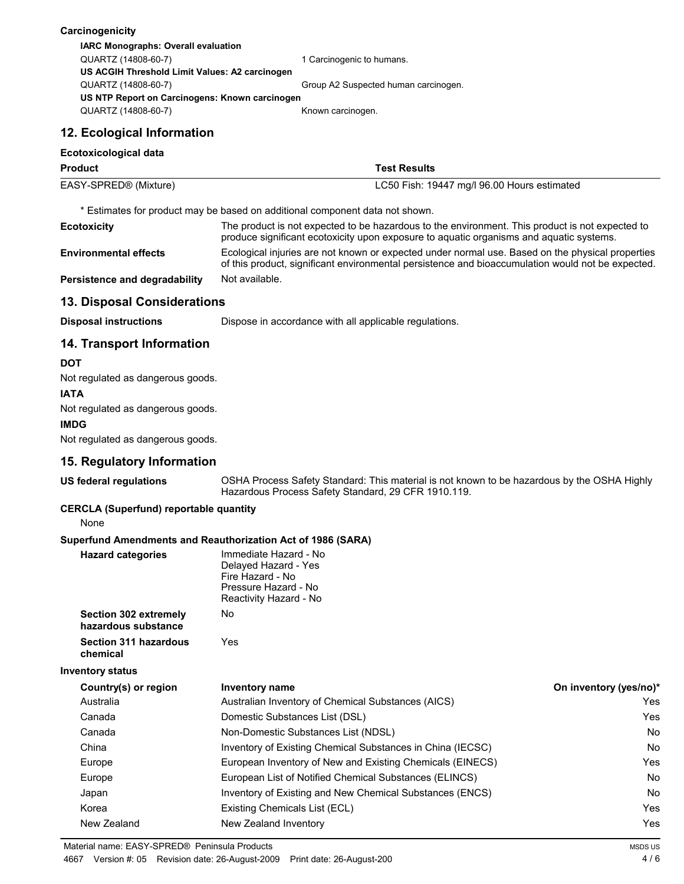**Carcinogenicity**

**IARC Monographs: Overall evaluation**

| | |
|---|---|
| QUARTZ (14808-60-7) | 1 Carcinogenic to humans. |

**US ACGIH Threshold Limit Values: A2 carcinogen**

| | |
|---|---|
| QUARTZ (14808-60-7) | Group A2 Suspected human carcinogen. |

**US NTP Report on Carcinogens: Known carcinogen**

| | |
|---|---|
| QUARTZ (14808-60-7) | Known carcinogen. |

## 12. Ecological Information

**Ecotoxicological data**

| Product | Test Results |
|---|---|
| EASY-SPRED® (Mixture) | LC50 Fish: 19447 mg/l 96.00 Hours estimated |

\* Estimates for product may be based on additional component data not shown.

**Ecotoxicity** The product is not expected to be hazardous to the environment. This product is not expected to produce significant ecotoxicity upon exposure to aquatic organisms and aquatic systems.

**Environmental effects** Ecological injuries are not known or expected under normal use. Based on the physical properties of this product, significant environmental persistence and bioaccumulation would not be expected.

**Persistence and degradability** Not available.

## 13. Disposal Considerations

**Disposal instructions** Dispose in accordance with all applicable regulations.

## 14. Transport Information

**DOT**

Not regulated as dangerous goods.

**IATA**

Not regulated as dangerous goods.

**IMDG**

Not regulated as dangerous goods.

## 15. Regulatory Information

**US federal regulations** OSHA Process Safety Standard: This material is not known to be hazardous by the OSHA Highly Hazardous Process Safety Standard, 29 CFR 1910.119.

**CERCLA (Superfund) reportable quantity**

None

**Superfund Amendments and Reauthorization Act of 1986 (SARA)**

**Hazard categories**
Immediate Hazard - No
Delayed Hazard - Yes
Fire Hazard - No
Pressure Hazard - No
Reactivity Hazard - No

**Section 302 extremely hazardous substance** No

**Section 311 hazardous chemical** Yes

**Inventory status**

| Country(s) or region | Inventory name | On inventory (yes/no)* |
|---|---|---|
| Australia | Australian Inventory of Chemical Substances (AICS) | Yes |
| Canada | Domestic Substances List (DSL) | Yes |
| Canada | Non-Domestic Substances List (NDSL) | No |
| China | Inventory of Existing Chemical Substances in China (IECSC) | No |
| Europe | European Inventory of New and Existing Chemicals (EINECS) | Yes |
| Europe | European List of Notified Chemical Substances (ELINCS) | No |
| Japan | Inventory of Existing and New Chemical Substances (ENCS) | No |
| Korea | Existing Chemicals List (ECL) | Yes |
| New Zealand | New Zealand Inventory | Yes |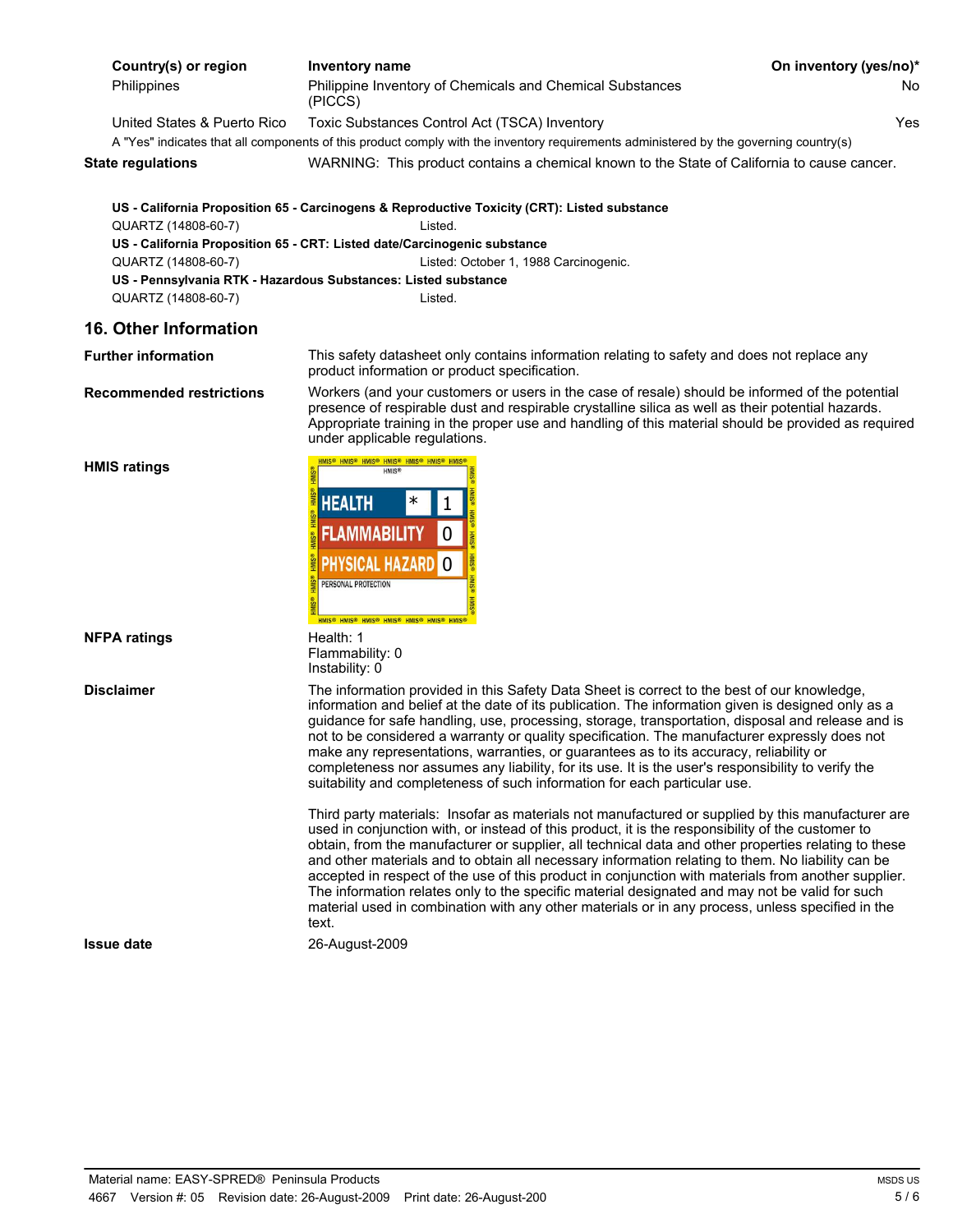| Country(s) or region | Inventory name | On inventory (yes/no)* |
| --- | --- | --- |
| Philippines | Philippine Inventory of Chemicals and Chemical Substances (PICCS) | No |
| United States & Puerto Rico | Toxic Substances Control Act (TSCA) Inventory | Yes |

A "Yes" indicates that all components of this product comply with the inventory requirements administered by the governing country(s)

**State regulations** WARNING: This product contains a chemical known to the State of California to cause cancer.

**US - California Proposition 65 - Carcinogens & Reproductive Toxicity (CRT): Listed substance**

QUARTZ (14808-60-7) Listed.

**US - California Proposition 65 - CRT: Listed date/Carcinogenic substance**

QUARTZ (14808-60-7) Listed: October 1, 1988 Carcinogenic.

**US - Pennsylvania RTK - Hazardous Substances: Listed substance**

QUARTZ (14808-60-7) Listed.

## 16. Other Information

**Further information**

This safety datasheet only contains information relating to safety and does not replace any product information or product specification.

**Recommended restrictions**

Workers (and your customers or users in the case of resale) should be informed of the potential presence of respirable dust and respirable crystalline silica as well as their potential hazards. Appropriate training in the proper use and handling of this material should be provided as required under applicable regulations.

**HMIS ratings**

HMIS®

| | | |
| --- | --- | --- |
| HEALTH | * | 1 |
| FLAMMABILITY | | 0 |
| PHYSICAL HAZARD | | 0 |
| PERSONAL PROTECTION | | |

**NFPA ratings**

Health: 1
Flammability: 0
Instability: 0

**Disclaimer**

The information provided in this Safety Data Sheet is correct to the best of our knowledge, information and belief at the date of its publication. The information given is designed only as a guidance for safe handling, use, processing, storage, transportation, disposal and release and is not to be considered a warranty or quality specification. The manufacturer expressly does not make any representations, warranties, or guarantees as to its accuracy, reliability or completeness nor assumes any liability, for its use. It is the user's responsibility to verify the suitability and completeness of such information for each particular use.

Third party materials: Insofar as materials not manufactured or supplied by this manufacturer are used in conjunction with, or instead of this product, it is the responsibility of the customer to obtain, from the manufacturer or supplier, all technical data and other properties relating to these and other materials and to obtain all necessary information relating to them. No liability can be accepted in respect of the use of this product in conjunction with materials from another supplier. The information relates only to the specific material designated and may not be valid for such material used in combination with any other materials or in any process, unless specified in the text.

**Issue date**

26-August-2009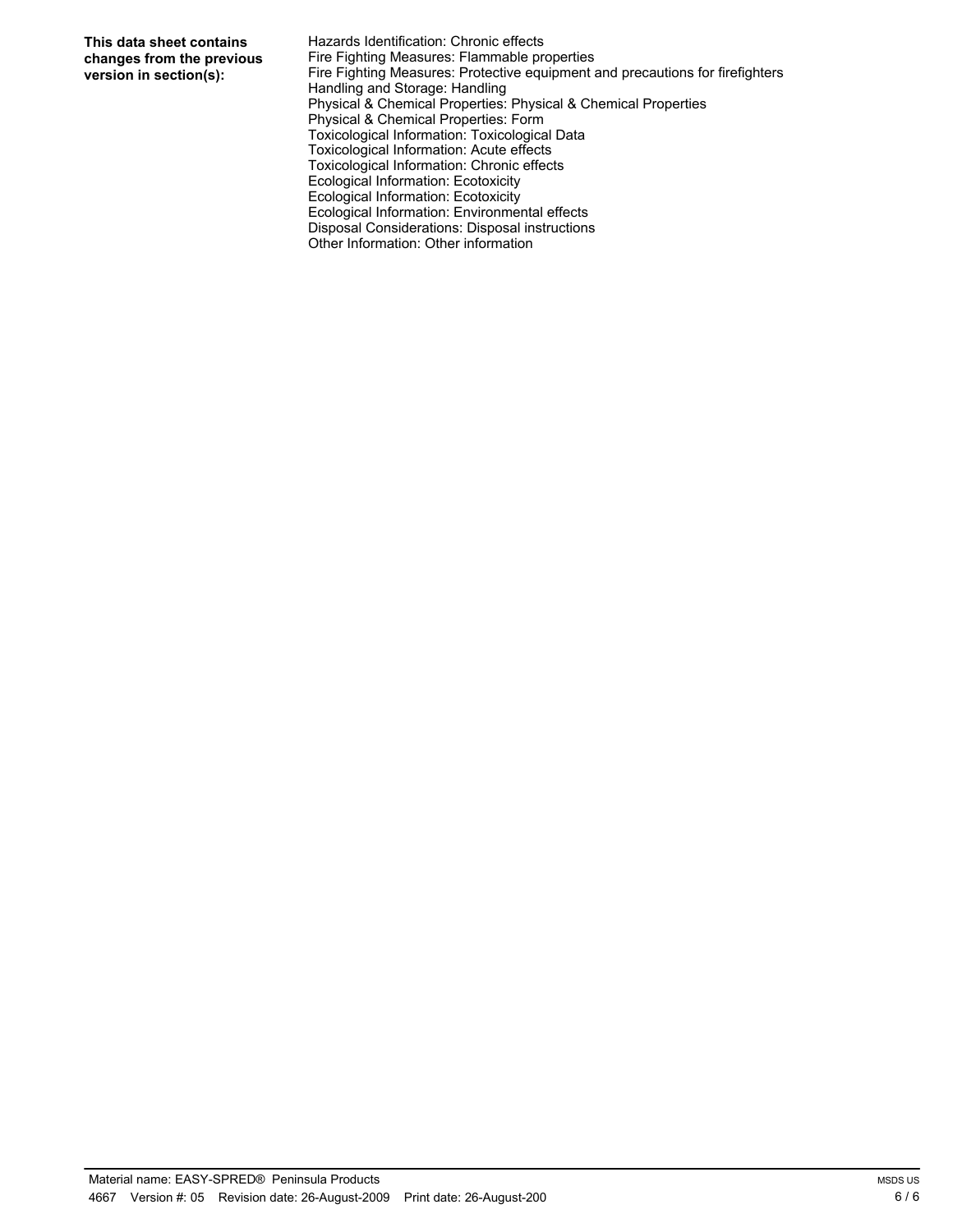**This data sheet contains changes from the previous version in section(s):**

Hazards Identification: Chronic effects
Fire Fighting Measures: Flammable properties
Fire Fighting Measures: Protective equipment and precautions for firefighters
Handling and Storage: Handling
Physical & Chemical Properties: Physical & Chemical Properties
Physical & Chemical Properties: Form
Toxicological Information: Toxicological Data
Toxicological Information: Acute effects
Toxicological Information: Chronic effects
Ecological Information: Ecotoxicity
Ecological Information: Ecotoxicity
Ecological Information: Environmental effects
Disposal Considerations: Disposal instructions
Other Information: Other information